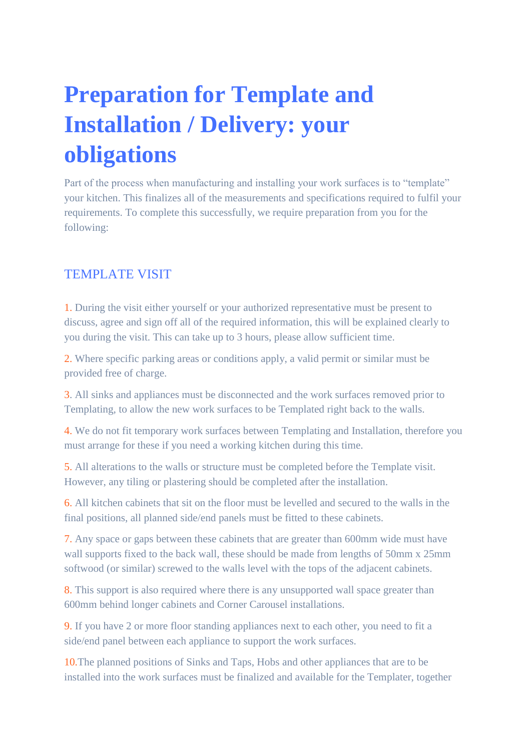# Preparation for Template and Installation / Delivery: your obligations

Part of the process when manufacturing and installing your work surfaces is to "template" your kitchen. This finalizes all of the measurements and specifications required to fulfil your requirements. To complete this successfully, we require preparation from you for the following:

## TEMPLATE VISIT

1. During the visit either yourself or your authorized representative must be present to discuss, agree and sign off all of the required information, this will be explained clearly to you during the visit. This can take up to 3 hours, please allow sufficient time.
2. Where specific parking areas or conditions apply, a valid permit or similar must be provided free of charge.
3. All sinks and appliances must be disconnected and the work surfaces removed prior to Templating, to allow the new work surfaces to be Templated right back to the walls.
4. We do not fit temporary work surfaces between Templating and Installation, therefore you must arrange for these if you need a working kitchen during this time.
5. All alterations to the walls or structure must be completed before the Template visit. However, any tiling or plastering should be completed after the installation.
6. All kitchen cabinets that sit on the floor must be levelled and secured to the walls in the final positions, all planned side/end panels must be fitted to these cabinets.
7. Any space or gaps between these cabinets that are greater than 600mm wide must have wall supports fixed to the back wall, these should be made from lengths of 50mm x 25mm softwood (or similar) screwed to the walls level with the tops of the adjacent cabinets.
8. This support is also required where there is any unsupported wall space greater than 600mm behind longer cabinets and Corner Carousel installations.
9. If you have 2 or more floor standing appliances next to each other, you need to fit a side/end panel between each appliance to support the work surfaces.
10. The planned positions of Sinks and Taps, Hobs and other appliances that are to be installed into the work surfaces must be finalized and available for the Templater, together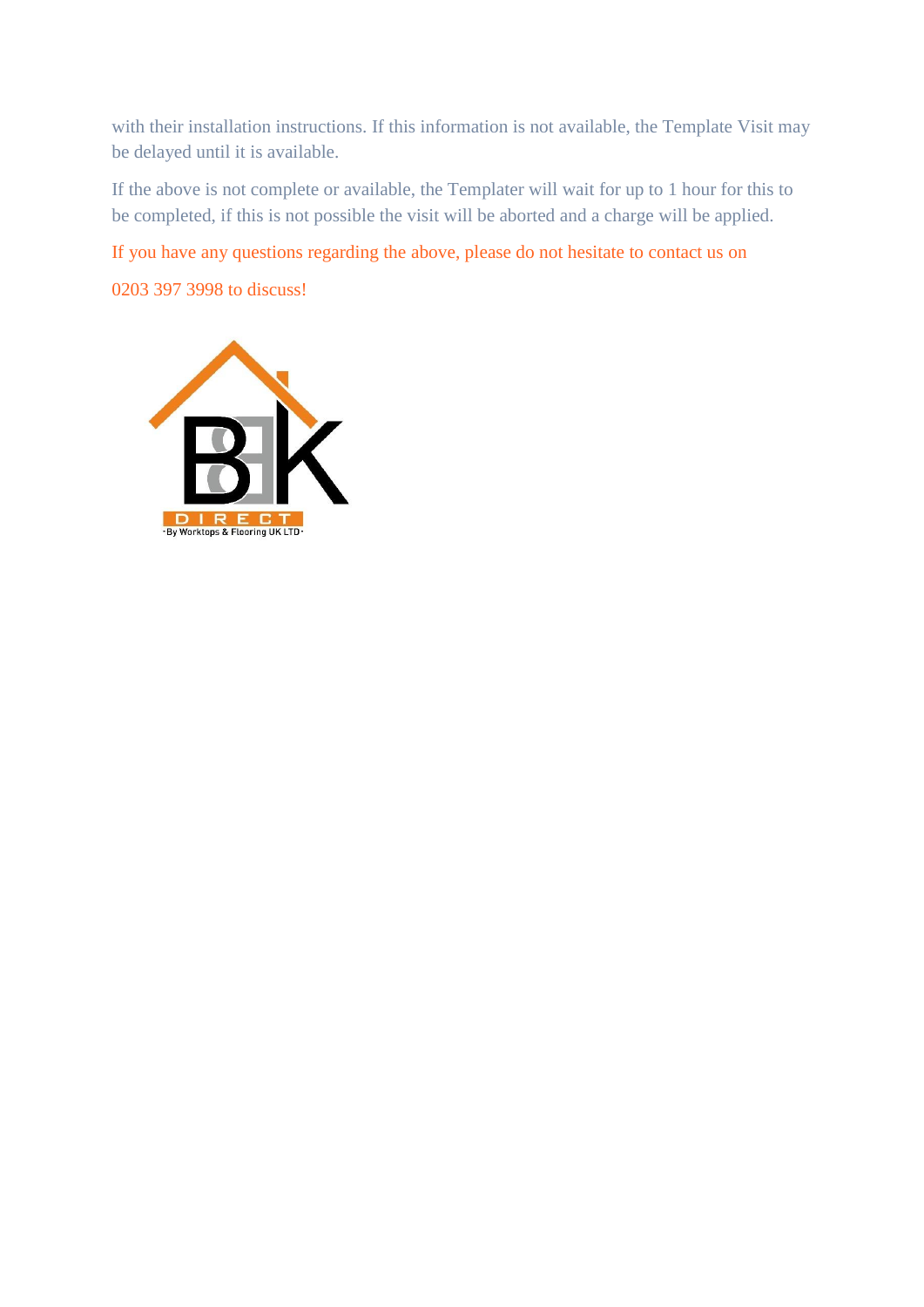with their installation instructions. If this information is not available, the Template Visit may be delayed until it is available.

If the above is not complete or available, the Templater will wait for up to 1 hour for this to be completed, if this is not possible the visit will be aborted and a charge will be applied.

If you have any questions regarding the above, please do not hesitate to contact us on

0203 397 3998 to discuss!